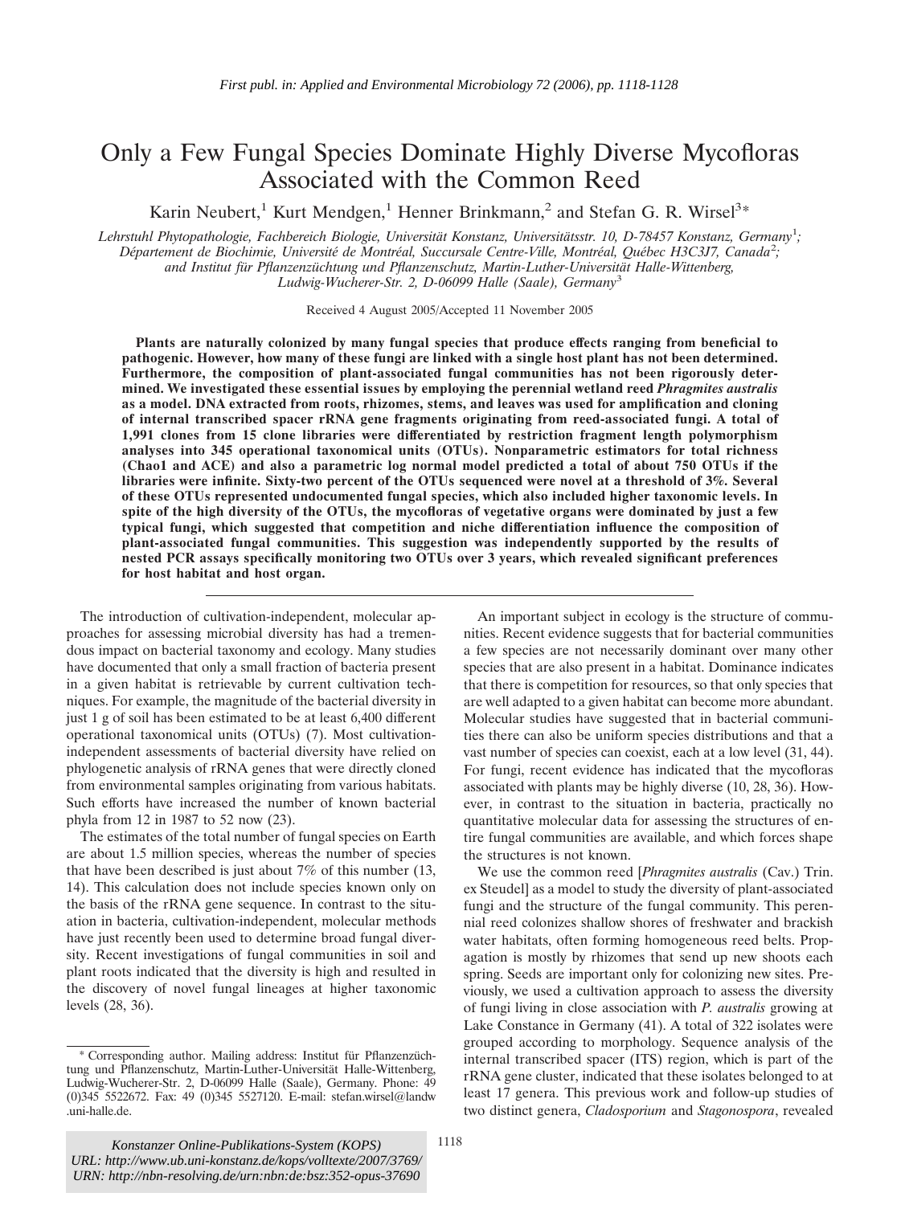*First publ. in: Applied and Environmental Microbiology 72 (2006), pp. 1118-1128*

# Only a Few Fungal Species Dominate Highly Diverse Mycofloras Associated with the Common Reed

Karin Neubert,[1] Kurt Mendgen,[1] Henner Brinkmann,[2] and Stefan G. R. Wirsel[3]*

*Lehrstuhl Phytopathologie, Fachbereich Biologie, Universität Konstanz, Universitätsstr. 10, D-78457 Konstanz, Germany[1]; Département de Biochimie, Université de Montréal, Succursale Centre-Ville, Montréal, Québec H3C3J7, Canada[2]; and Institut für Pflanzenzüchtung und Pflanzenschutz, Martin-Luther-Universität Halle-Wittenberg, Ludwig-Wucherer-Str. 2, D-06099 Halle (Saale), Germany[3]*

Received 4 August 2005/Accepted 11 November 2005

**Plants are naturally colonized by many fungal species that produce effects ranging from beneficial to pathogenic. However, how many of these fungi are linked with a single host plant has not been determined. Furthermore, the composition of plant-associated fungal communities has not been rigorously determined. We investigated these essential issues by employing the perennial wetland reed *Phragmites australis* as a model. DNA extracted from roots, rhizomes, stems, and leaves was used for amplification and cloning of internal transcribed spacer rRNA gene fragments originating from reed-associated fungi. A total of 1,991 clones from 15 clone libraries were differentiated by restriction fragment length polymorphism analyses into 345 operational taxonomical units (OTUs). Nonparametric estimators for total richness (Chao1 and ACE) and also a parametric log normal model predicted a total of about 750 OTUs if the libraries were infinite. Sixty-two percent of the OTUs sequenced were novel at a threshold of 3%. Several of these OTUs represented undocumented fungal species, which also included higher taxonomic levels. In spite of the high diversity of the OTUs, the mycofloras of vegetative organs were dominated by just a few typical fungi, which suggested that competition and niche differentiation influence the composition of plant-associated fungal communities. This suggestion was independently supported by the results of nested PCR assays specifically monitoring two OTUs over 3 years, which revealed significant preferences for host habitat and host organ.**

The introduction of cultivation-independent, molecular approaches for assessing microbial diversity has had a tremendous impact on bacterial taxonomy and ecology. Many studies have documented that only a small fraction of bacteria present in a given habitat is retrievable by current cultivation techniques. For example, the magnitude of the bacterial diversity in just 1 g of soil has been estimated to be at least 6,400 different operational taxonomical units (OTUs) (7). Most cultivation-independent assessments of bacterial diversity have relied on phylogenetic analysis of rRNA genes that were directly cloned from environmental samples originating from various habitats. Such efforts have increased the number of known bacterial phyla from 12 in 1987 to 52 now (23).

The estimates of the total number of fungal species on Earth are about 1.5 million species, whereas the number of species that have been described is just about 7% of this number (13, 14). This calculation does not include species known only on the basis of the rRNA gene sequence. In contrast to the situation in bacteria, cultivation-independent, molecular methods have just recently been used to determine broad fungal diversity. Recent investigations of fungal communities in soil and plant roots indicated that the diversity is high and resulted in the discovery of novel fungal lineages at higher taxonomic levels (28, 36).

An important subject in ecology is the structure of communities. Recent evidence suggests that for bacterial communities a few species are not necessarily dominant over many other species that are also present in a habitat. Dominance indicates that there is competition for resources, so that only species that are well adapted to a given habitat can become more abundant. Molecular studies have suggested that in bacterial communities there can also be uniform species distributions and that a vast number of species can coexist, each at a low level (31, 44). For fungi, recent evidence has indicated that the mycofloras associated with plants may be highly diverse (10, 28, 36). However, in contrast to the situation in bacteria, practically no quantitative molecular data for assessing the structures of entire fungal communities are available, and which forces shape the structures is not known.

We use the common reed [*Phragmites australis* (Cav.) Trin. ex Steudel] as a model to study the diversity of plant-associated fungi and the structure of the fungal community. This perennial reed colonizes shallow shores of freshwater and brackish water habitats, often forming homogeneous reed belts. Propagation is mostly by rhizomes that send up new shoots each spring. Seeds are important only for colonizing new sites. Previously, we used a cultivation approach to assess the diversity of fungi living in close association with *P. australis* growing at Lake Constance in Germany (41). A total of 322 isolates were grouped according to morphology. Sequence analysis of the internal transcribed spacer (ITS) region, which is part of the rRNA gene cluster, indicated that these isolates belonged to at least 17 genera. This previous work and follow-up studies of two distinct genera, *Cladosporium* and *Stagonospora*, revealed

\* Corresponding author. Mailing address: Institut für Pflanzenzüchtung und Pflanzenschutz, Martin-Luther-Universität Halle-Wittenberg, Ludwig-Wucherer-Str. 2, D-06099 Halle (Saale), Germany. Phone: 49 (0)345 5522672. Fax: 49 (0)345 5527120. E-mail: stefan.wirsel@landw.uni-halle.de.

*Konstanzer Online-Publikations-System (KOPS)*
*URL: http://www.ub.uni-konstanz.de/kops/volltexte/2007/3769/*
*URN: http://nbn-resolving.de/urn:nbn:de:bsz:352-opus-37690*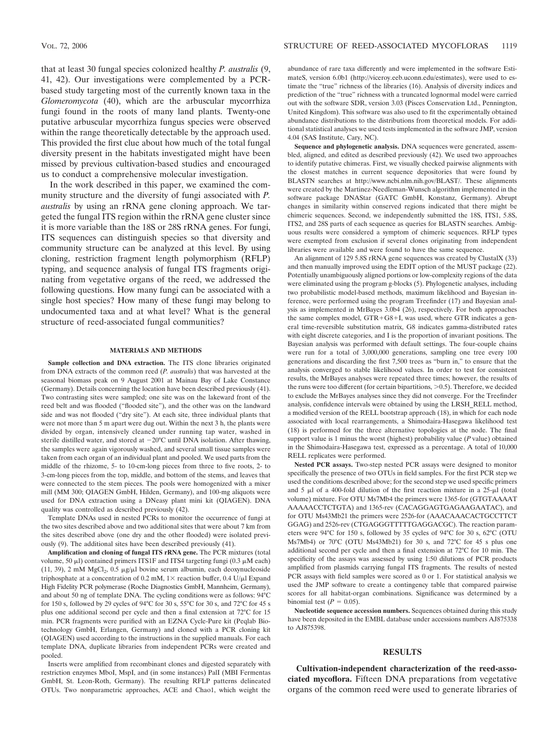that at least 30 fungal species colonized healthy *P. australis* (9, 41, 42). Our investigations were complemented by a PCR-based study targeting most of the currently known taxa in the *Glomeromycota* (40), which are the arbuscular mycorrhiza fungi found in the roots of many land plants. Twenty-one putative arbuscular mycorrhiza fungus species were observed within the range theoretically detectable by the approach used. This provided the first clue about how much of the total fungal diversity present in the habitats investigated might have been missed by previous cultivation-based studies and encouraged us to conduct a comprehensive molecular investigation.

In the work described in this paper, we examined the community structure and the diversity of fungi associated with *P. australis* by using an rRNA gene cloning approach. We targeted the fungal ITS region within the rRNA gene cluster since it is more variable than the 18S or 28S rRNA genes. For fungi, ITS sequences can distinguish species so that diversity and community structure can be analyzed at this level. By using cloning, restriction fragment length polymorphism (RFLP) typing, and sequence analysis of fungal ITS fragments originating from vegetative organs of the reed, we addressed the following questions. How many fungi can be associated with a single host species? How many of these fungi may belong to undocumented taxa and at what level? What is the general structure of reed-associated fungal communities?

## MATERIALS AND METHODS

**Sample collection and DNA extraction.** The ITS clone libraries originated from DNA extracts of the common reed (*P. australis*) that was harvested at the seasonal biomass peak on 9 August 2001 at Mainau Bay of Lake Constance (Germany). Details concerning the location have been described previously (41). Two contrasting sites were sampled; one site was on the lakeward front of the reed belt and was flooded ("flooded site"), and the other was on the landward side and was not flooded ("dry site"). At each site, three individual plants that were not more than 5 m apart were dug out. Within the next 3 h, the plants were divided by organ, intensively cleaned under running tap water, washed in sterile distilled water, and stored at −20°C until DNA isolation. After thawing, the samples were again vigorously washed, and several small tissue samples were taken from each organ of an individual plant and pooled. We used parts from the middle of the rhizome, 5- to 10-cm-long pieces from three to five roots, 2- to 3-cm-long pieces from the top, middle, and bottom of the stems, and leaves that were connected to the stem pieces. The pools were homogenized with a mixer mill (MM 300; QIAGEN GmbH, Hilden, Germany), and 100-mg aliquots were used for DNA extraction using a DNeasy plant mini kit (QIAGEN). DNA quality was controlled as described previously (42).

Template DNAs used in nested PCRs to monitor the occurrence of fungi at the two sites described above and two additional sites that were about 7 km from the sites described above (one dry and the other flooded) were isolated previously (9). The additional sites have been described previously (41).

**Amplification and cloning of fungal ITS rRNA gene.** The PCR mixtures (total volume, 50 μl) contained primers ITS1F and ITS4 targeting fungi (0.3 μM each) (11, 39), 2 mM $MgCl_2$, 0.5 μg/μl bovine serum albumin, each deoxynucleoside triphosphate at a concentration of 0.2 mM, 1× reaction buffer, 0.4 U/μl Expand High Fidelity PCR polymerase (Roche Diagnostics GmbH, Mannheim, Germany), and about 50 ng of template DNA. The cycling conditions were as follows: 94°C for 150 s, followed by 29 cycles of 94°C for 30 s, 55°C for 30 s, and 72°C for 45 s plus one additional second per cycle and then a final extension at 72°C for 15 min. PCR fragments were purified with an EZNA Cycle-Pure kit (Peqlab Biotechnology GmbH, Erlangen, Germany) and cloned with a PCR cloning kit (QIAGEN) used according to the instructions in the supplied manuals. For each template DNA, duplicate libraries from independent PCRs were created and pooled.

Inserts were amplified from recombinant clones and digested separately with restriction enzymes MboI, MspI, and (in some instances) PalI (MBI Fermentas GmbH, St. Leon-Roth, Germany). The resulting RFLP patterns delineated OTUs. Two nonparametric approaches, ACE and Chao1, which weight the abundance of rare taxa differently and were implemented in the software EstimateS, version 6.0b1 (http://viceroy.eeb.uconn.edu/estimates), were used to estimate the "true" richness of the libraries (16). Analysis of diversity indices and prediction of the "true" richness with a truncated lognormal model were carried out with the software SDR, version 3.03 (Pisces Conservation Ltd., Pennington, United Kingdom). This software was also used to fit the experimentally obtained abundance distributions to the distributions from theoretical models. For additional statistical analyses we used tests implemented in the software JMP, version 4.04 (SAS Institute, Cary, NC).

**Sequence and phylogenetic analysis.** DNA sequences were generated, assembled, aligned, and edited as described previously (42). We used two approaches to identify putative chimeras. First, we visually checked pairwise alignments with the closest matches in current sequence depositories that were found by BLASTN searches at http://www.ncbi.nlm.nih.gov/BLAST/. These alignments were created by the Martinez-Needleman-Wunsch algorithm implemented in the software package DNAStar (GATC GmbH, Konstanz, Germany). Abrupt changes in similarity within conserved regions indicated that there might be chimeric sequences. Second, we independently submitted the 18S, ITS1, 5.8S, ITS2, and 28S parts of each sequence as queries for BLASTN searches. Ambiguous results were considered a symptom of chimeric sequences. RFLP types were exempted from exclusion if several clones originating from independent libraries were available and were found to have the same sequence.

An alignment of 129 5.8S rRNA gene sequences was created by ClustalX (33) and then manually improved using the EDIT option of the MUST package (22). Potentially unambiguously aligned portions or low-complexity regions of the data were eliminated using the program g-blocks (5). Phylogenetic analyses, including two probabilistic model-based methods, maximum likelihood and Bayesian inference, were performed using the program Treefinder (17) and Bayesian analysis as implemented in MrBayes 3.0b4 (26), respectively. For both approaches the same complex model, GTR+G8+I, was used, where GTR indicates a general time-reversible substitution matrix, G8 indicates gamma-distributed rates with eight discrete categories, and I is the proportion of invariant positions. The Bayesian analysis was performed with default settings. The four-couple chains were run for a total of 3,000,000 generations, sampling one tree every 100 generations and discarding the first 7,500 trees as "burn in," to ensure that the analysis converged to stable likelihood values. In order to test for consistent results, the MrBayes analyses were repeated three times; however, the results of the runs were too different (for certain bipartitions, >0.5). Therefore, we decided to exclude the MrBayes analyses since they did not converge. For the Treefinder analysis, confidence intervals were obtained by using the LRSH_RELL method, a modified version of the RELL bootstrap approach (18), in which for each node associated with local rearrangements, a Shimodaira-Hasegawa likelihood test (18) is performed for the three alternative topologies at the node. The final support value is 1 minus the worst (highest) probability value ($P$ value) obtained in the Shimodaira-Hasegawa test, expressed as a percentage. A total of 10,000 RELL replicates were performed.

**Nested PCR assays.** Two-step nested PCR assays were designed to monitor specifically the presence of two OTUs in field samples. For the first PCR step we used the conditions described above; for the second step we used specific primers and 5 μl of a 400-fold dilution of the first reaction mixture in a 25-μl (total volume) mixture. For OTU Ms7Mb4 the primers were 1365-for (GTGTAAAAT AAAAACCTCTGTA) and 1365-rev (CACAGGAGTGAGAAGAATAC), and for OTU Ms43Mb21 the primers were 2526-for (AAACAAACACTGCCTTCT GGAG) and 2526-rev (CTGAGGGTTTTTGAGGACGC). The reaction parameters were 94°C for 150 s, followed by 35 cycles of 94°C for 30 s, 62°C (OTU Ms7Mb4) or 70°C (OTU Ms43Mb21) for 30 s, and 72°C for 45 s plus one additional second per cycle and then a final extension at 72°C for 10 min. The specificity of the assays was assessed by using 1:50 dilutions of PCR products amplified from plasmids carrying fungal ITS fragments. The results of nested PCR assays with field samples were scored as 0 or 1. For statistical analysis we used the JMP software to create a contingency table that compared pairwise scores for all habitat-organ combinations. Significance was determined by a binomial test ($P = 0.05$).

**Nucleotide sequence accession numbers.** Sequences obtained during this study have been deposited in the EMBL database under accessions numbers AJ875338 to AJ875398.

## RESULTS

**Cultivation-independent characterization of the reed-associated mycoflora.** Fifteen DNA preparations from vegetative organs of the common reed were used to generate libraries of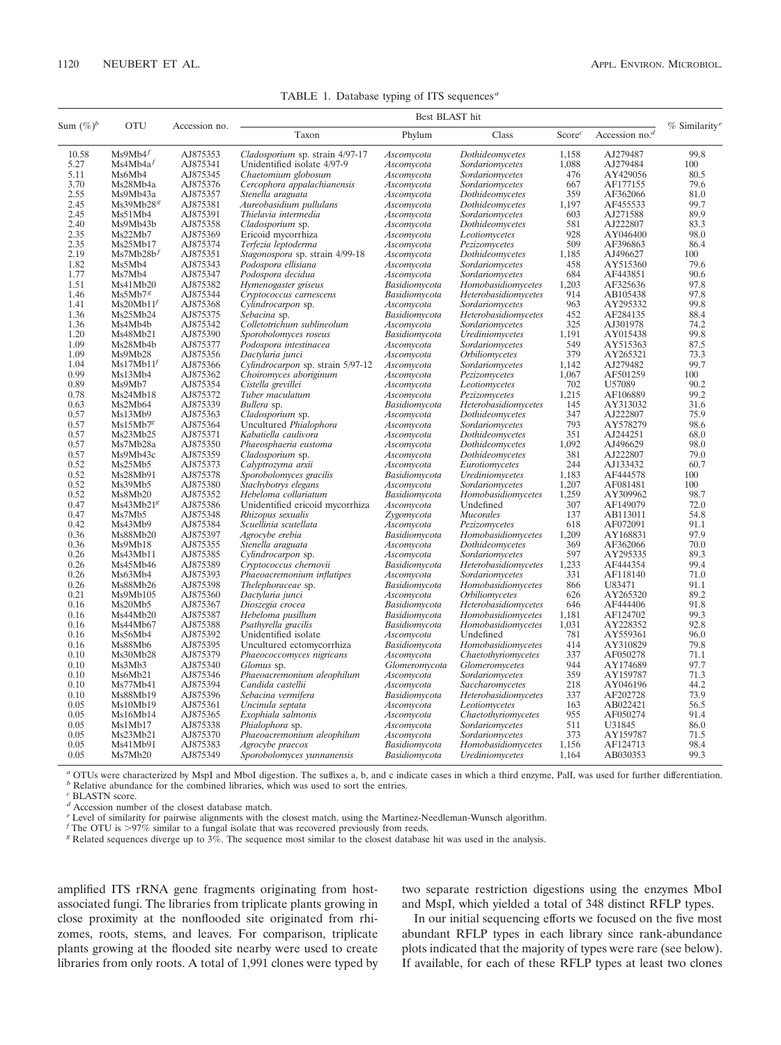TABLE 1. Database typing of ITS sequences[a]

| Sum (%)[b] | OTU | Accession no. | Best BLAST hit | | | | | % Similarity[e] |
|---|---|---|---|---|---|---|---|---|
| | | | Taxon | Phylum | Class | Score[c] | Accession no.[d] | |
| 10.58 | Ms9Mb4[f] | AJ875353 | *Cladosporium* sp. strain 4/97-17 | *Ascomycota* | *Dothideomycetes* | 1,158 | AJ279487 | 99.8 |
| 5.27 | Ms4Mb4a[f] | AJ875341 | Unidentified isolate 4/97-9 | *Ascomycota* | *Sordariomycetes* | 1,088 | AJ279484 | 100 |
| 5.11 | Ms6Mb4 | AJ875345 | *Chaetomium globosum* | *Ascomycota* | *Sordariomycetes* | 476 | AY429056 | 80.5 |
| 3.70 | Ms28Mb4a | AJ875376 | *Cercophora appalachianensis* | *Ascomycota* | *Sordariomycetes* | 667 | AF177155 | 79.6 |
| 2.55 | Ms9Mb43a | AJ875357 | *Stenella araguata* | *Ascomycota* | *Dothideomycetes* | 359 | AF362066 | 81.0 |
| 2.45 | Ms39Mb28[g] | AJ875381 | *Aureobasidium pullulans* | *Ascomycota* | *Dothideomycetes* | 1,197 | AF455533 | 99.7 |
| 2.45 | Ms51Mb4 | AJ875391 | *Thielavia intermedia* | *Ascomycota* | *Sordariomycetes* | 603 | AJ271588 | 89.9 |
| 2.40 | Ms9Mb43b | AJ875358 | *Cladosporium* sp. | *Ascomycota* | *Dothideomycetes* | 581 | AJ222807 | 83.3 |
| 2.35 | Ms22Mb7 | AJ875369 | Ericoid mycorrhiza | *Ascomycota* | *Leotiomycetes* | 928 | AY046400 | 98.0 |
| 2.35 | Ms25Mb17 | AJ875374 | *Terfezia leptoderma* | *Ascomycota* | *Pezizomycetes* | 509 | AF396863 | 86.4 |
| 2.19 | Ms7Mb28b[f] | AJ875351 | *Stagonospora* sp. strain 4/99-18 | *Ascomycota* | *Dothideomycetes* | 1,185 | AJ496627 | 100 |
| 1.82 | Ms5Mb4 | AJ875343 | *Podospora ellisiana* | *Ascomycota* | *Sordariomycetes* | 458 | AY515360 | 79.6 |
| 1.77 | Ms7Mb4 | AJ875347 | *Podospora decidua* | *Ascomycota* | *Sordariomycetes* | 684 | AF443851 | 90.6 |
| 1.51 | Ms41Mb20 | AJ875382 | *Hymenogaster griseus* | *Basidiomycota* | *Homobasidiomycetes* | 1,203 | AF325636 | 97.8 |
| 1.46 | Ms5Mb7[g] | AJ875344 | *Cryptococcus carnescens* | *Basidiomycota* | *Heterobasidiomycetes* | 914 | AB105438 | 97.8 |
| 1.41 | Ms20Mb11[f] | AJ875368 | *Cylindrocarpon* sp. | *Ascomycota* | *Sordariomycetes* | 963 | AY295332 | 99.8 |
| 1.36 | Ms25Mb24 | AJ875375 | *Sebacina* sp. | *Basidiomycota* | *Heterobasidiomycetes* | 452 | AF284135 | 88.4 |
| 1.36 | Ms4Mb4b | AJ875342 | *Colletotrichum sublineolum* | *Ascomycota* | *Sordariomycetes* | 325 | AJ301978 | 74.2 |
| 1.20 | Ms48Mb21 | AJ875390 | *Sporobolomyces roseus* | *Basidiomycota* | *Urediniomycetes* | 1,191 | AY015438 | 99.8 |
| 1.09 | Ms28Mb4b | AJ875377 | *Podospora intestinacea* | *Ascomycota* | *Sordariomycetes* | 549 | AY515363 | 87.5 |
| 1.09 | Ms9Mb28 | AJ875356 | *Dactylaria junci* | *Ascomycota* | *Orbiliomycetes* | 379 | AY265321 | 73.3 |
| 1.04 | Ms17Mb11[f] | AJ875366 | *Cylindrocarpon* sp. strain 5/97-12 | *Ascomycota* | *Sordariomycetes* | 1,142 | AJ279482 | 99.7 |
| 0.99 | Ms13Mb4 | AJ875362 | *Choiromyces aboriginum* | *Ascomycota* | *Pezizomycetes* | 1,067 | AF501259 | 100 |
| 0.89 | Ms9Mb7 | AJ875354 | *Cistella grevillei* | *Ascomycota* | *Leotiomycetes* | 702 | U57089 | 90.2 |
| 0.78 | Ms24Mb18 | AJ875372 | *Tuber maculatum* | *Ascomycota* | *Pezizomycetes* | 1,215 | AF106889 | 99.2 |
| 0.63 | Ms2Mb64 | AJ875339 | *Bullera* sp. | *Basidiomycota* | *Heterobasidiomycetes* | 145 | AY313032 | 31.6 |
| 0.57 | Ms13Mb9 | AJ875363 | *Cladosporium* sp. | *Ascomycota* | *Dothideomycetes* | 347 | AJ222807 | 75.9 |
| 0.57 | Ms15Mb7[g] | AJ875364 | Uncultured *Phialophora* | *Ascomycota* | *Sordariomycetes* | 793 | AY578279 | 98.6 |
| 0.57 | Ms23Mb25 | AJ875371 | *Kabatiella caulivora* | *Ascomycota* | *Dothideomycetes* | 351 | AJ244251 | 68.0 |
| 0.57 | Ms7Mb28a | AJ875350 | *Phaeosphaeria eustoma* | *Ascomycota* | *Dothideomycetes* | 1,092 | AJ496629 | 98.0 |
| 0.57 | Ms9Mb43c | AJ875359 | *Cladosporium* sp. | *Ascomycota* | *Dothideomycetes* | 381 | AJ222807 | 79.0 |
| 0.52 | Ms25Mb5 | AJ875373 | *Calyptrozyma arxii* | *Ascomycota* | *Eurotiomycetes* | 244 | AJ133432 | 60.7 |
| 0.52 | Ms28Mb91 | AJ875378 | *Sporobolomyces gracilis* | *Basidiomycota* | *Urediniomycetes* | 1,183 | AF444578 | 100 |
| 0.52 | Ms39Mb5 | AJ875380 | *Stachybotrys elegans* | *Ascomycota* | *Sordariomycetes* | 1,207 | AF081481 | 100 |
| 0.52 | Ms8Mb20 | AJ875352 | *Hebeloma collariatum* | *Basidiomycota* | *Homobasidiomycetes* | 1,259 | AY309962 | 98.7 |
| 0.47 | Ms43Mb21[g] | AJ875386 | Unidentified ericoid mycorrhiza | *Ascomycota* | Undefined | 307 | AF149079 | 72.0 |
| 0.47 | Ms7Mb5 | AJ875348 | *Rhizopus sexualis* | *Zygomycota* | *Mucorales* | 137 | AB113011 | 54.8 |
| 0.42 | Ms43Mb9 | AJ875384 | *Scuellinia scutellata* | *Ascomycota* | *Pezizomycetes* | 618 | AF072091 | 91.1 |
| 0.36 | Ms88Mb20 | AJ875397 | *Agrocybe erebia* | *Basidiomycota* | *Homobasidiomycetes* | 1,209 | AY168831 | 97.9 |
| 0.36 | Ms9Mb18 | AJ875355 | *Stenella araguata* | *Ascomycota* | *Dothideomycetes* | 369 | AF362066 | 70.0 |
| 0.26 | Ms43Mb11 | AJ875385 | *Cylindrocarpon* sp. | *Ascomycota* | *Sordariomycetes* | 597 | AY295335 | 89.3 |
| 0.26 | Ms45Mb46 | AJ875389 | *Cryptococcus chernovii* | *Basidiomycota* | *Heterobasidiomycetes* | 1,233 | AF444354 | 99.4 |
| 0.26 | Ms63Mb4 | AJ875393 | *Phaeoacremonium inflatipes* | *Ascomycota* | *Sordariomycetes* | 331 | AF118140 | 71.0 |
| 0.26 | Ms88Mb26 | AJ875398 | *Thelephoraceae* sp. | *Basidiomycota* | *Homobasidiomycetes* | 866 | U83471 | 91.1 |
| 0.21 | Ms9Mb105 | AJ875360 | *Dactylaria junci* | *Ascomycota* | *Orbiliomycetes* | 626 | AY265320 | 89.2 |
| 0.16 | Ms20Mb5 | AJ875367 | *Dioszegia crocea* | *Basidiomycota* | *Heterobasidiomycetes* | 646 | AF444406 | 91.8 |
| 0.16 | Ms44Mb20 | AJ875387 | *Hebeloma pusillum* | *Basidiomycota* | *Homobasidiomycetes* | 1,181 | AF124702 | 99.3 |
| 0.16 | Ms44Mb67 | AJ875388 | *Psathyrella gracilis* | *Basidiomycota* | *Homobasidiomycetes* | 1,031 | AY228352 | 92.8 |
| 0.16 | Ms56Mb4 | AJ875392 | Unidentified isolate | *Ascomycota* | Undefined | 781 | AY559361 | 96.0 |
| 0.16 | Ms88Mb6 | AJ875395 | Uncultured ectomycorrhiza | *Basidiomycota* | *Homobasidiomycetes* | 414 | AY310829 | 79.8 |
| 0.10 | Ms30Mb28 | AJ875379 | *Phaeococcomyces nigricans* | *Ascomycota* | *Chaetothyriomycetes* | 337 | AF050278 | 71.1 |
| 0.10 | Ms3Mb3 | AJ875340 | *Glomus* sp. | *Glomeromycota* | *Glomeromycetes* | 944 | AY174689 | 97.7 |
| 0.10 | Ms6Mb21 | AJ875346 | *Phaeoacremonium aleophilum* | *Ascomycota* | *Sordariomycetes* | 359 | AY159787 | 71.3 |
| 0.10 | Ms77Mb41 | AJ875394 | *Candida castellii* | *Ascomycota* | *Saccharomycetes* | 218 | AY046196 | 44.2 |
| 0.10 | Ms88Mb19 | AJ875396 | *Sebacina vermifera* | *Basidiomycota* | *Heterobasidiomycetes* | 337 | AF202728 | 73.9 |
| 0.05 | Ms10Mb19 | AJ875361 | *Uncinula septata* | *Ascomycota* | *Leotiomycetes* | 163 | AB022421 | 56.5 |
| 0.05 | Ms16Mb14 | AJ875365 | *Exophiala salmonis* | *Ascomycota* | *Chaetothyriomycetes* | 955 | AF050274 | 91.4 |
| 0.05 | Ms1Mb17 | AJ875338 | *Phialophora* sp. | *Ascomycota* | *Sordariomycetes* | 511 | U31845 | 86.0 |
| 0.05 | Ms23Mb21 | AJ875370 | *Phaeoacremonium aleophilum* | *Ascomycota* | *Sordariomycetes* | 373 | AY159787 | 71.5 |
| 0.05 | Ms41Mb91 | AJ875383 | *Agrocybe praecox* | *Basidiomycota* | *Homobasidiomycetes* | 1,156 | AF124713 | 98.4 |
| 0.05 | Ms7Mb20 | AJ875349 | *Sporobolomyces yunnanensis* | *Basidiomycota* | *Urediniomycetes* | 1,164 | AB030353 | 99.3 |

[a] OTUs were characterized by MspI and MboI digestion. The suffixes a, b, and c indicate cases in which a third enzyme, PalI, was used for further differentiation.
[b] Relative abundance for the combined libraries, which was used to sort the entries.
[c] BLASTN score.
[d] Accession number of the closest database match.
[e] Level of similarity for pairwise alignments with the closest match, using the Martinez-Needleman-Wunsch algorithm.
[f] The OTU is >97% similar to a fungal isolate that was recovered previously from reeds.
[g] Related sequences diverge up to 3%. The sequence most similar to the closest database hit was used in the analysis.

amplified ITS rRNA gene fragments originating from host-associated fungi. The libraries from triplicate plants growing in close proximity at the nonflooded site originated from rhizomes, roots, stems, and leaves. For comparison, triplicate plants growing at the flooded site nearby were used to create libraries from only roots. A total of 1,991 clones were typed by two separate restriction digestions using the enzymes MboI and MspI, which yielded a total of 348 distinct RFLP types.

In our initial sequencing efforts we focused on the five most abundant RFLP types in each library since rank-abundance plots indicated that the majority of types were rare (see below). If available, for each of these RFLP types at least two clones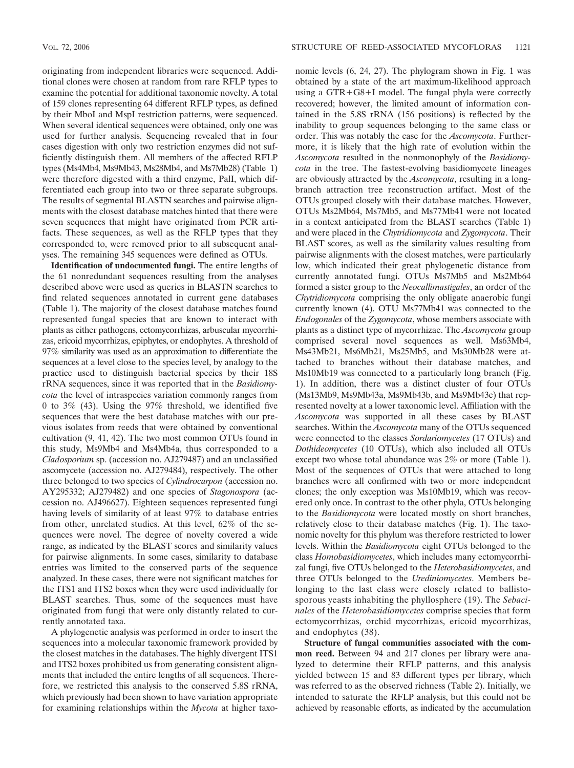originating from independent libraries were sequenced. Additional clones were chosen at random from rare RFLP types to examine the potential for additional taxonomic novelty. A total of 159 clones representing 64 different RFLP types, as defined by their MboI and MspI restriction patterns, were sequenced. When several identical sequences were obtained, only one was used for further analysis. Sequencing revealed that in four cases digestion with only two restriction enzymes did not sufficiently distinguish them. All members of the affected RFLP types (Ms4Mb4, Ms9Mb43, Ms28Mb4, and Ms7Mb28) (Table 1) were therefore digested with a third enzyme, PalI, which differentiated each group into two or three separate subgroups. The results of segmental BLASTN searches and pairwise alignments with the closest database matches hinted that there were seven sequences that might have originated from PCR artifacts. These sequences, as well as the RFLP types that they corresponded to, were removed prior to all subsequent analyses. The remaining 345 sequences were defined as OTUs.

**Identification of undocumented fungi.** The entire lengths of the 61 nonredundant sequences resulting from the analyses described above were used as queries in BLASTN searches to find related sequences annotated in current gene databases (Table 1). The majority of the closest database matches found represented fungal species that are known to interact with plants as either pathogens, ectomycorrhizas, arbuscular mycorrhizas, ericoid mycorrhizas, epiphytes, or endophytes. A threshold of 97% similarity was used as an approximation to differentiate the sequences at a level close to the species level, by analogy to the practice used to distinguish bacterial species by their 18S rRNA sequences, since it was reported that in the *Basidiomycota* the level of intraspecies variation commonly ranges from 0 to 3% (43). Using the 97% threshold, we identified five sequences that were the best database matches with our previous isolates from reeds that were obtained by conventional cultivation (9, 41, 42). The two most common OTUs found in this study, Ms9Mb4 and Ms4Mb4a, thus corresponded to a *Cladosporium* sp. (accession no. AJ279487) and an unclassified ascomycete (accession no. AJ279484), respectively. The other three belonged to two species of *Cylindrocarpon* (accession no. AY295332; AJ279482) and one species of *Stagonospora* (accession no. AJ496627). Eighteen sequences represented fungi having levels of similarity of at least 97% to database entries from other, unrelated studies. At this level, 62% of the sequences were novel. The degree of novelty covered a wide range, as indicated by the BLAST scores and similarity values for pairwise alignments. In some cases, similarity to database entries was limited to the conserved parts of the sequence analyzed. In these cases, there were not significant matches for the ITS1 and ITS2 boxes when they were used individually for BLAST searches. Thus, some of the sequences must have originated from fungi that were only distantly related to currently annotated taxa.

A phylogenetic analysis was performed in order to insert the sequences into a molecular taxonomic framework provided by the closest matches in the databases. The highly divergent ITS1 and ITS2 boxes prohibited us from generating consistent alignments that included the entire lengths of all sequences. Therefore, we restricted this analysis to the conserved 5.8S rRNA, which previously had been shown to have variation appropriate for examining relationships within the *Mycota* at higher taxonomic levels (6, 24, 27). The phylogram shown in Fig. 1 was obtained by a state of the art maximum-likelihood approach using a GTR+G8+I model. The fungal phyla were correctly recovered; however, the limited amount of information contained in the 5.8S rRNA (156 positions) is reflected by the inability to group sequences belonging to the same class or order. This was notably the case for the *Ascomycota*. Furthermore, it is likely that the high rate of evolution within the *Ascomycota* resulted in the nonmonophyly of the *Basidiomycota* in the tree. The fastest-evolving basidiomycete lineages are obviously attracted by the *Ascomycota*, resulting in a long-branch attraction tree reconstruction artifact. Most of the OTUs grouped closely with their database matches. However, OTUs Ms2Mb64, Ms7Mb5, and Ms77Mb41 were not located in a context anticipated from the BLAST searches (Table 1) and were placed in the *Chytridiomycota* and *Zygomycota*. Their BLAST scores, as well as the similarity values resulting from pairwise alignments with the closest matches, were particularly low, which indicated their great phylogenetic distance from currently annotated fungi. OTUs Ms7Mb5 and Ms2Mb64 formed a sister group to the *Neocallimastigales*, an order of the *Chytridiomycota* comprising the only obligate anaerobic fungi currently known (4). OTU Ms77Mb41 was connected to the *Endogonales* of the *Zygomycota*, whose members associate with plants as a distinct type of mycorrhizae. The *Ascomycota* group comprised several novel sequences as well. Ms63Mb4, Ms43Mb21, Ms6Mb21, Ms25Mb5, and Ms30Mb28 were attached to branches without their database matches, and Ms10Mb19 was connected to a particularly long branch (Fig. 1). In addition, there was a distinct cluster of four OTUs (Ms13Mb9, Ms9Mb43a, Ms9Mb43b, and Ms9Mb43c) that represented novelty at a lower taxonomic level. Affiliation with the *Ascomycota* was supported in all these cases by BLAST searches. Within the *Ascomycota* many of the OTUs sequenced were connected to the classes *Sordariomycetes* (17 OTUs) and *Dothideomycetes* (10 OTUs), which also included all OTUs except two whose total abundance was 2% or more (Table 1). Most of the sequences of OTUs that were attached to long branches were all confirmed with two or more independent clones; the only exception was Ms10Mb19, which was recovered only once. In contrast to the other phyla, OTUs belonging to the *Basidiomycota* were located mostly on short branches, relatively close to their database matches (Fig. 1). The taxonomic novelty for this phylum was therefore restricted to lower levels. Within the *Basidiomycota* eight OTUs belonged to the class *Homobasidiomycetes*, which includes many ectomycorrhizal fungi, five OTUs belonged to the *Heterobasidiomycetes*, and three OTUs belonged to the *Urediniomycetes*. Members belonging to the last class were closely related to ballistosporous yeasts inhabiting the phyllosphere (19). The *Sebacinales* of the *Heterobasidiomycetes* comprise species that form ectomycorrhizas, orchid mycorrhizas, ericoid mycorrhizas, and endophytes (38).

**Structure of fungal communities associated with the common reed.** Between 94 and 217 clones per library were analyzed to determine their RFLP patterns, and this analysis yielded between 15 and 83 different types per library, which was referred to as the observed richness (Table 2). Initially, we intended to saturate the RFLP analysis, but this could not be achieved by reasonable efforts, as indicated by the accumulation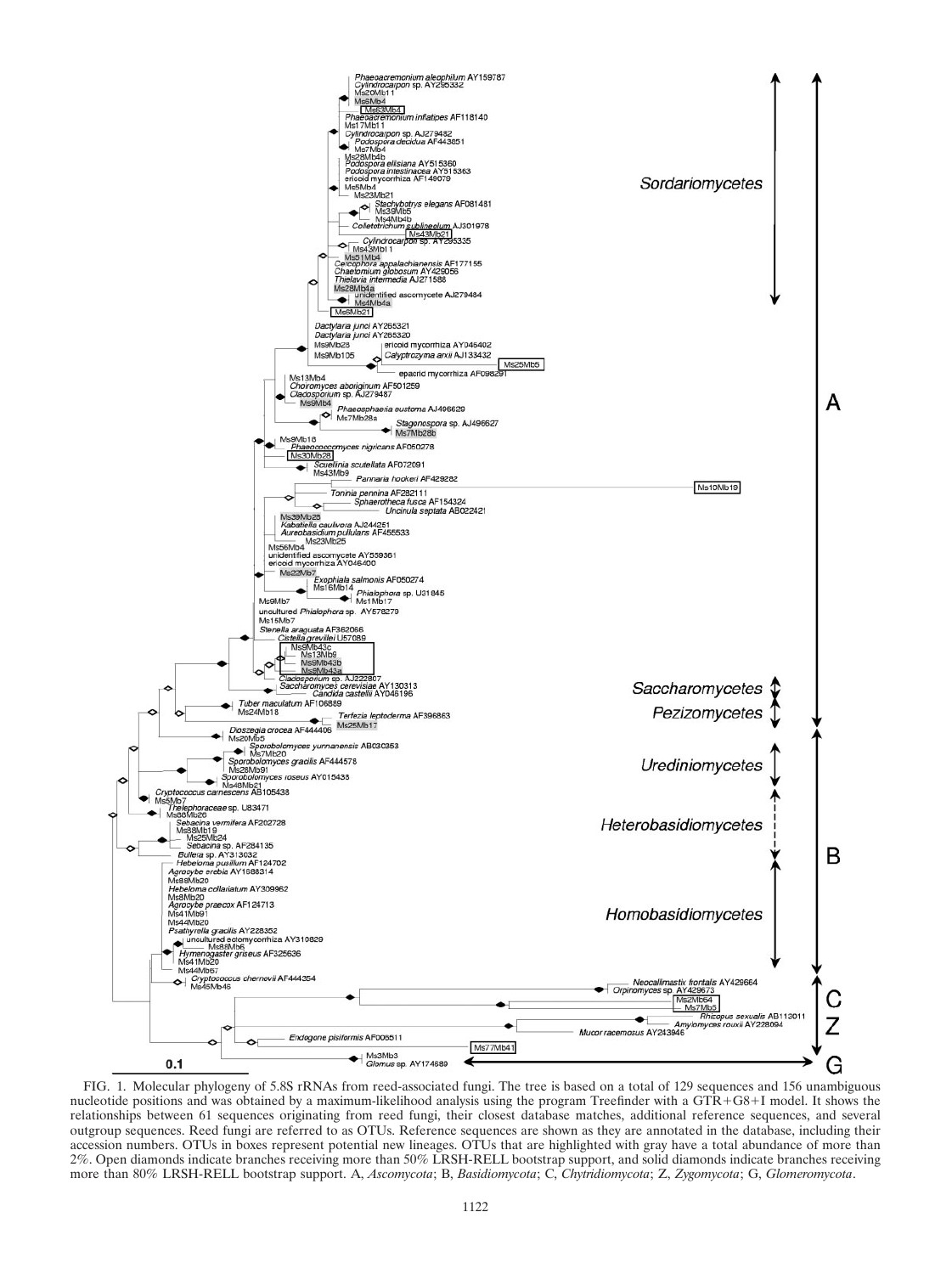FIG. 1. Molecular phylogeny of 5.8S rRNAs from reed-associated fungi. The tree is based on a total of 129 sequences and 156 unambiguous nucleotide positions and was obtained by a maximum-likelihood analysis using the program Treefinder with a GTR+G8+I model. It shows the relationships between 61 sequences originating from reed fungi, their closest database matches, additional reference sequences, and several outgroup sequences. Reed fungi are referred to as OTUs. Reference sequences are shown as they are annotated in the database, including their accession numbers. OTUs in boxes represent potential new lineages. OTUs that are highlighted with gray have a total abundance of more than 2%. Open diamonds indicate branches receiving more than 50% LRSH-RELL bootstrap support, and solid diamonds indicate branches receiving more than 80% LRSH-RELL bootstrap support. A, *Ascomycota*; B, *Basidiomycota*; C, *Chytridiomycota*; Z, *Zygomycota*; G, *Glomeromycota*.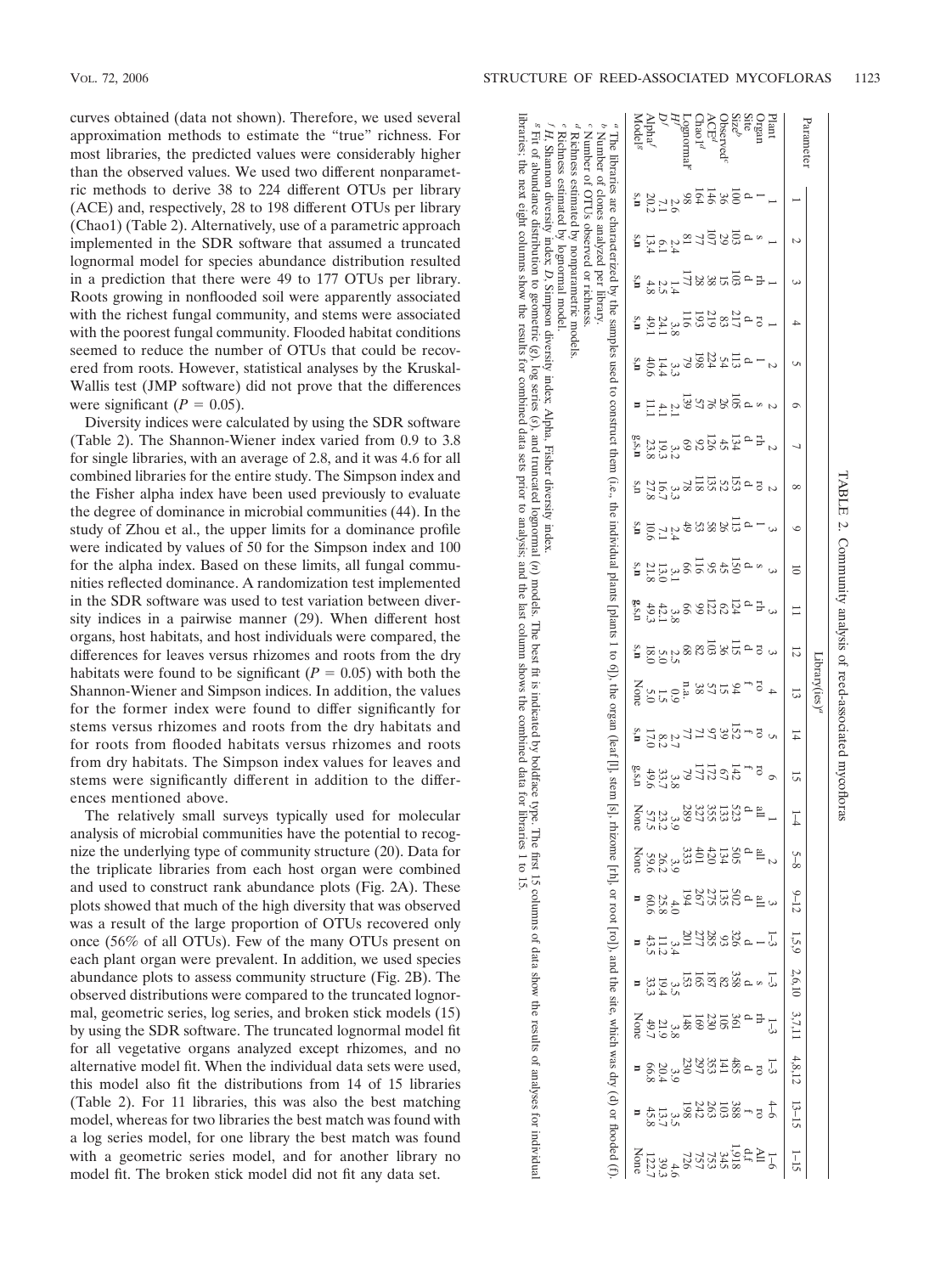curves obtained (data not shown). Therefore, we used several approximation methods to estimate the "true" richness. For most libraries, the predicted values were considerably higher than the observed values. We used two different nonparametric methods to derive 38 to 224 different OTUs per library (ACE) and, respectively, 28 to 198 different OTUs per library (Chao1) (Table 2). Alternatively, use of a parametric approach implemented in the SDR software that assumed a truncated lognormal model for species abundance distribution resulted in a prediction that there were 49 to 177 OTUs per library. Roots growing in nonflooded soil were apparently associated with the richest fungal community, and stems were associated with the poorest fungal community. Flooded habitat conditions seemed to reduce the number of OTUs that could be recovered from roots. However, statistical analyses by the Kruskal-Wallis test (JMP software) did not prove that the differences were significant ($P = 0.05$).

Diversity indices were calculated by using the SDR software (Table 2). The Shannon-Wiener index varied from 0.9 to 3.8 for single libraries, with an average of 2.8, and it was 4.6 for all combined libraries for the entire study. The Simpson index and the Fisher alpha index have been used previously to evaluate the degree of dominance in microbial communities (44). In the study of Zhou et al., the upper limits for a dominance profile were indicated by values of 50 for the Simpson index and 100 for the alpha index. Based on these limits, all fungal communities reflected dominance. A randomization test implemented in the SDR software was used to test variation between diversity indices in a pairwise manner (29). When different host organs, host habitats, and host individuals were compared, the differences for leaves versus rhizomes and roots from the dry habitats were found to be significant ($P = 0.05$) with both the Shannon-Wiener and Simpson indices. In addition, the values for the former index were found to differ significantly for stems versus rhizomes and roots from the dry habitats and for roots from flooded habitats versus rhizomes and roots from dry habitats. The Simpson index values for leaves and stems were significantly different in addition to the differences mentioned above.

The relatively small surveys typically used for molecular analysis of microbial communities have the potential to recognize the underlying type of community structure (20). Data for the triplicate libraries from each host organ were combined and used to construct rank abundance plots (Fig. 2A). These plots showed that much of the high diversity that was observed was a result of the large proportion of OTUs recovered only once (56% of all OTUs). Few of the many OTUs present on each plant organ were prevalent. In addition, we used species abundance plots to assess community structure (Fig. 2B). The observed distributions were compared to the truncated lognormal, geometric series, log series, and broken stick models (15) by using the SDR software. The truncated lognormal model fit for all vegetative organs analyzed except rhizomes, and no alternative model fit. When the individual data sets were used, this model also fit the distributions from 14 of 15 libraries (Table 2). For 11 libraries, this was also the best matching model, whereas for two libraries the best match was found with a log series model, for one library the best match was found with a geometric series model, and for another library no model fit. The broken stick model did not fit any data set.

TABLE 2. Community analysis of reed-associated mycofloras

| Parameter | Library(ies)[a] | | | | | | | | | | | | | | | | | | | | | | | |
|---|---|---|---|---|---|---|---|---|---|---|---|---|---|---|---|---|---|---|---|---|---|---|---|---|
| | 1 | 2 | 3 | 4 | 5 | 6 | 7 | 8 | 9 | 10 | 11 | 12 | 13 | 14 | 15 | 1–4 | 5–8 | 9–12 | 1,5,9 | 2,6,10 | 3,7,11 | 4,8,12 | 13–15 | 1–15 |
| Plant | 1 | 1 | 1 | 1 | 2 | 2 | 2 | 2 | 3 | 3 | 3 | 3 | 4 | 5 | 6 | 1 | 2 | 3 | 1–3 | 1–3 | 1–3 | 1–3 | 4–6 | 1–6 |
| Organ | l | s | rh | ro | l | s | rh | ro | l | s | rh | ro | ro | ro | ro | all | all | all | l | s | rh | ro | ro | All |
| Site | d | d | d | d | d | d | d | d | d | d | d | d | f | f | f | d | d | d | d | d | d | d | f | d,f |
| Size[b] | 100 | 103 | 103 | 217 | 113 | 105 | 134 | 153 | 113 | 150 | 124 | 115 | 94 | 152 | 142 | 523 | 505 | 502 | 326 | 358 | 361 | 485 | 388 | 1,918 |
| Observed[c] | 36 | 29 | 15 | 83 | 54 | 26 | 45 | 52 | 26 | 45 | 62 | 36 | 15 | 39 | 67 | 133 | 134 | 135 | 93 | 82 | 105 | 141 | 103 | 345 |
| ACE[d] | 146 | 107 | 38 | 219 | 224 | 76 | 126 | 135 | 38 | 95 | 122 | 103 | 57 | 97 | 172 | 355 | 420 | 275 | 285 | 187 | 230 | 353 | 263 | 753 |
| Chao1[d] | 164 | 77 | 28 | 193 | 198 | 57 | 92 | 118 | 53 | 116 | 99 | 82 | 38 | 71 | 177 | 327 | 401 | 267 | 277 | 165 | 169 | 297 | 242 | 757 |
| Lognormal[e] | 98 | 81 | 177 | 116 | 79 | 139 | 69 | 78 | 49 | 66 | 66 | 68 | n.a. | 77 | 79 | 289 | 333 | 194 | 201 | 153 | 148 | 230 | 198 | 726 |
| H'[f] | 2.6 | 2.4 | 1.4 | 3.8 | 3.3 | 2.1 | 3.2 | 3.3 | 2.4 | 3.1 | 3.8 | 2.5 | 0.9 | 2.7 | 3.8 | 3.9 | 3.9 | 4.0 | 3.4 | 3.5 | 3.8 | 3.9 | 3.5 | 4.6 |
| D[f] | 7.1 | 6.1 | 2.5 | 24.1 | 14.4 | 4.1 | 19.3 | 16.7 | 7.1 | 13.0 | 42.1 | 5.0 | 1.5 | 8.2 | 33.7 | 23.2 | 26.2 | 25.8 | 11.2 | 19.4 | 21.9 | 20.4 | 13.7 | 39.3 |
| Alpha[f] | 20.2 | 13.4 | 4.8 | 49.1 | 40.6 | 11.1 | 23.8 | 27.8 | 10.6 | 21.8 | 49.3 | 18.0 | 5.0 | 17.0 | 49.6 | 57.5 | 59.6 | 60.6 | 43.5 | 33.3 | 49.7 | 66.8 | 45.8 | 122.7 |
| Model[g] | s,n | s,n | s,n | s,n | s,n | n | g,s,n | s,n | s,n | s,n | g,s,n | s,n | None | s,n | g,s,n | None | None | n | n | n | None | n | n | None |

[a] The libraries are characterized by the samples used to construct them (i.e., the individual plants [plants 1 to 6]), the organ (leaf [l], stem [s], rhizome [rh], or root [ro]), and the site, which was dry (d) or flooded (f).
[b] Number of clones analyzed per library.
[c] Number of OTUs observed or richness.
[d] Richness estimated by nonparametric models.
[e] Richness estimated by lognormal model.
[f] H, Shannon diversity index; D, Simpson diversity index; Alpha, Fisher diversity index.
[g] Fit of abundance distribution to geometric (g), log series (s), and truncated lognormal (n) models. The best fit is indicated by boldface type. The first 15 columns of data show the results of analyses for individual libraries; the next eight columns show the results for combined data sets prior to analysis; and the last column shows the combined data for libraries 1 to 15.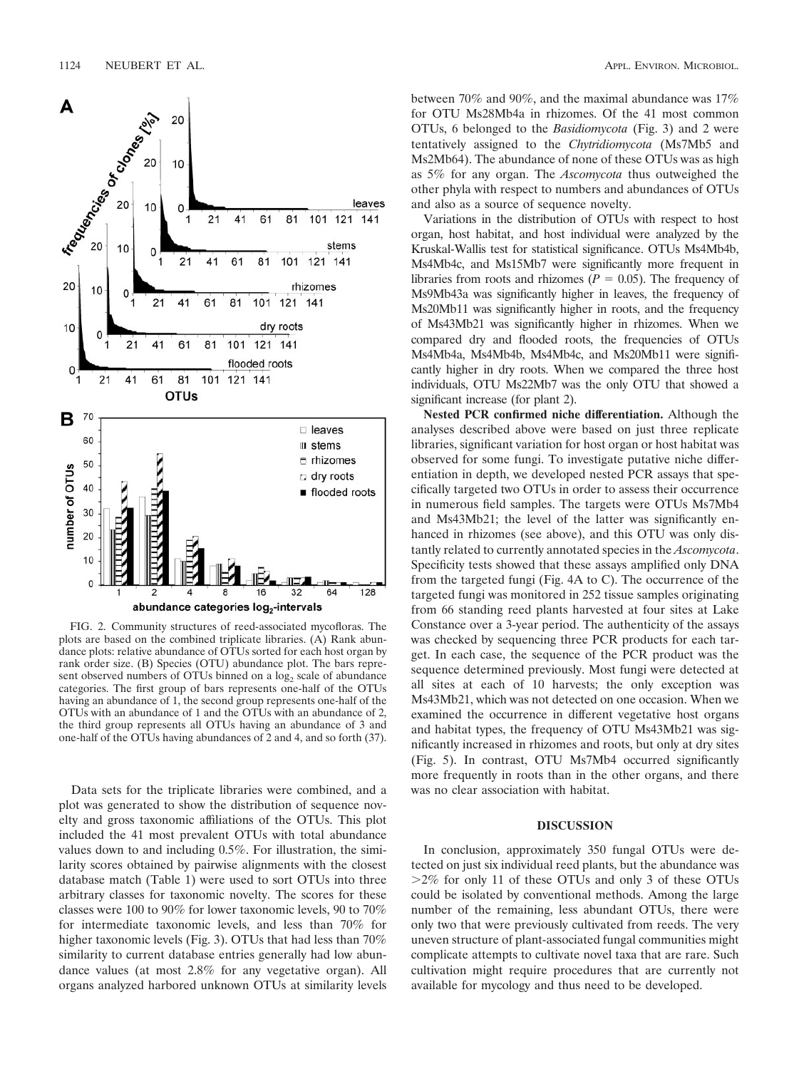FIG. 2. Community structures of reed-associated mycofloras. The plots are based on the combined triplicate libraries. (A) Rank abundance plots: relative abundance of OTUs sorted for each host organ by rank order size. (B) Species (OTU) abundance plot. The bars represent observed numbers of OTUs binned on a $\log_2$ scale of abundance categories. The first group of bars represents one-half of the OTUs having an abundance of 1, the second group represents one-half of the OTUs with an abundance of 1 and the OTUs with an abundance of 2, the third group represents all OTUs having an abundance of 3 and one-half of the OTUs having abundances of 2 and 4, and so forth (37).

Data sets for the triplicate libraries were combined, and a plot was generated to show the distribution of sequence novelty and gross taxonomic affiliations of the OTUs. This plot included the 41 most prevalent OTUs with total abundance values down to and including 0.5%. For illustration, the similarity scores obtained by pairwise alignments with the closest database match (Table 1) were used to sort OTUs into three arbitrary classes for taxonomic novelty. The scores for these classes were 100 to 90% for lower taxonomic levels, 90 to 70% for intermediate taxonomic levels, and less than 70% for higher taxonomic levels (Fig. 3). OTUs that had less than 70% similarity to current database entries generally had low abundance values (at most 2.8% for any vegetative organ). All organs analyzed harbored unknown OTUs at similarity levels between 70% and 90%, and the maximal abundance was 17% for OTU Ms28Mb4a in rhizomes. Of the 41 most common OTUs, 6 belonged to the *Basidiomycota* (Fig. 3) and 2 were tentatively assigned to the *Chytridiomycota* (Ms7Mb5 and Ms2Mb64). The abundance of none of these OTUs was as high as 5% for any organ. The *Ascomycota* thus outweighed the other phyla with respect to numbers and abundances of OTUs and also as a source of sequence novelty.

Variations in the distribution of OTUs with respect to host organ, host habitat, and host individual were analyzed by the Kruskal-Wallis test for statistical significance. OTUs Ms4Mb4b, Ms4Mb4c, and Ms15Mb7 were significantly more frequent in libraries from roots and rhizomes ($P = 0.05$). The frequency of Ms9Mb43a was significantly higher in leaves, the frequency of Ms20Mb11 was significantly higher in roots, and the frequency of Ms43Mb21 was significantly higher in rhizomes. When we compared dry and flooded roots, the frequencies of OTUs Ms4Mb4a, Ms4Mb4b, Ms4Mb4c, and Ms20Mb11 were significantly higher in dry roots. When we compared the three host individuals, OTU Ms22Mb7 was the only OTU that showed a significant increase (for plant 2).

**Nested PCR confirmed niche differentiation.** Although the analyses described above were based on just three replicate libraries, significant variation for host organ or host habitat was observed for some fungi. To investigate putative niche differentiation in depth, we developed nested PCR assays that specifically targeted two OTUs in order to assess their occurrence in numerous field samples. The targets were OTUs Ms7Mb4 and Ms43Mb21; the level of the latter was significantly enhanced in rhizomes (see above), and this OTU was only distantly related to currently annotated species in the *Ascomycota*. Specificity tests showed that these assays amplified only DNA from the targeted fungi (Fig. 4A to C). The occurrence of the targeted fungi was monitored in 252 tissue samples originating from 66 standing reed plants harvested at four sites at Lake Constance over a 3-year period. The authenticity of the assays was checked by sequencing three PCR products for each target. In each case, the sequence of the PCR product was the sequence determined previously. Most fungi were detected at all sites at each of 10 harvests; the only exception was Ms43Mb21, which was not detected on one occasion. When we examined the occurrence in different vegetative host organs and habitat types, the frequency of OTU Ms43Mb21 was significantly increased in rhizomes and roots, but only at dry sites (Fig. 5). In contrast, OTU Ms7Mb4 occurred significantly more frequently in roots than in the other organs, and there was no clear association with habitat.

## DISCUSSION

In conclusion, approximately 350 fungal OTUs were detected on just six individual reed plants, but the abundance was >2% for only 11 of these OTUs and only 3 of these OTUs could be isolated by conventional methods. Among the large number of the remaining, less abundant OTUs, there were only two that were previously cultivated from reeds. The very uneven structure of plant-associated fungal communities might complicate attempts to cultivate novel taxa that are rare. Such cultivation might require procedures that are currently not available for mycology and thus need to be developed.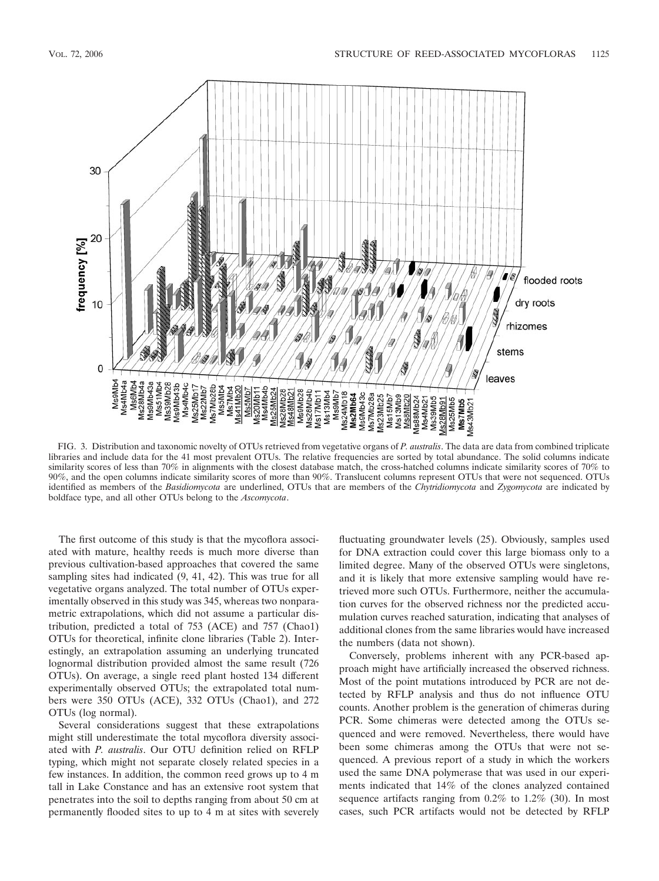FIG. 3. Distribution and taxonomic novelty of OTUs retrieved from vegetative organs of *P. australis*. The data are data from combined triplicate libraries and include data for the 41 most prevalent OTUs. The relative frequencies are sorted by total abundance. The solid columns indicate similarity scores of less than 70% in alignments with the closest database match, the cross-hatched columns indicate similarity scores of 70% to 90%, and the open columns indicate similarity scores of more than 90%. Translucent columns represent OTUs that were not sequenced. OTUs identified as members of the *Basidiomycota* are underlined, OTUs that are members of the *Chytridiomycota* and *Zygomycota* are indicated by boldface type, and all other OTUs belong to the *Ascomycota*.

The first outcome of this study is that the mycoflora associated with mature, healthy reeds is much more diverse than previous cultivation-based approaches that covered the same sampling sites had indicated (9, 41, 42). This was true for all vegetative organs analyzed. The total number of OTUs experimentally observed in this study was 345, whereas two nonparametric extrapolations, which did not assume a particular distribution, predicted a total of 753 (ACE) and 757 (Chao1) OTUs for theoretical, infinite clone libraries (Table 2). Interestingly, an extrapolation assuming an underlying truncated lognormal distribution provided almost the same result (726 OTUs). On average, a single reed plant hosted 134 different experimentally observed OTUs; the extrapolated total numbers were 350 OTUs (ACE), 332 OTUs (Chao1), and 272 OTUs (log normal).

Several considerations suggest that these extrapolations might still underestimate the total mycoflora diversity associated with *P. australis*. Our OTU definition relied on RFLP typing, which might not separate closely related species in a few instances. In addition, the common reed grows up to 4 m tall in Lake Constance and has an extensive root system that penetrates into the soil to depths ranging from about 50 cm at permanently flooded sites to up to 4 m at sites with severely fluctuating groundwater levels (25). Obviously, samples used for DNA extraction could cover this large biomass only to a limited degree. Many of the observed OTUs were singletons, and it is likely that more extensive sampling would have retrieved more such OTUs. Furthermore, neither the accumulation curves for the observed richness nor the predicted accumulation curves reached saturation, indicating that analyses of additional clones from the same libraries would have increased the numbers (data not shown).

Conversely, problems inherent with any PCR-based approach might have artificially increased the observed richness. Most of the point mutations introduced by PCR are not detected by RFLP analysis and thus do not influence OTU counts. Another problem is the generation of chimeras during PCR. Some chimeras were detected among the OTUs sequenced and were removed. Nevertheless, there would have been some chimeras among the OTUs that were not sequenced. A previous report of a study in which the workers used the same DNA polymerase that was used in our experiments indicated that 14% of the clones analyzed contained sequence artifacts ranging from 0.2% to 1.2% (30). In most cases, such PCR artifacts would not be detected by RFLP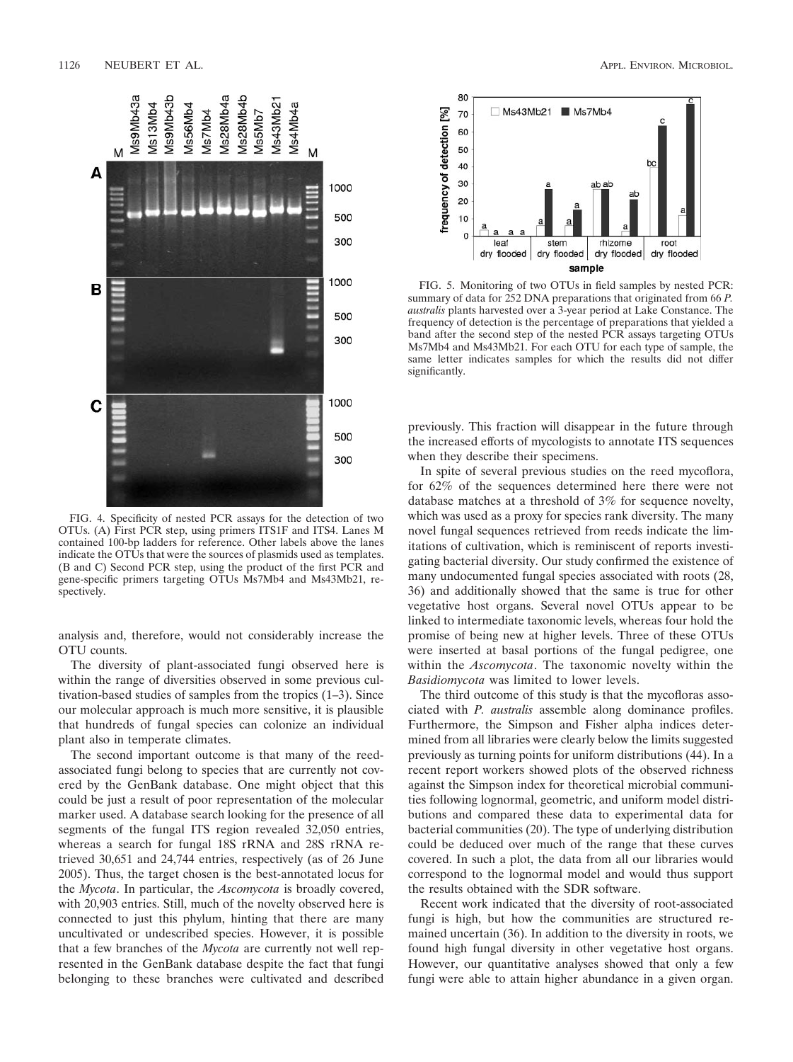FIG. 4. Specificity of nested PCR assays for the detection of two OTUs. (A) First PCR step, using primers ITS1F and ITS4. Lanes M contained 100-bp ladders for reference. Other labels above the lanes indicate the OTUs that were the sources of plasmids used as templates. (B and C) Second PCR step, using the product of the first PCR and gene-specific primers targeting OTUs Ms7Mb4 and Ms43Mb21, respectively.

analysis and, therefore, would not considerably increase the OTU counts.

The diversity of plant-associated fungi observed here is within the range of diversities observed in some previous cultivation-based studies of samples from the tropics (1–3). Since our molecular approach is much more sensitive, it is plausible that hundreds of fungal species can colonize an individual plant also in temperate climates.

The second important outcome is that many of the reed-associated fungi belong to species that are currently not covered by the GenBank database. One might object that this could be just a result of poor representation of the molecular marker used. A database search looking for the presence of all segments of the fungal ITS region revealed 32,050 entries, whereas a search for fungal 18S rRNA and 28S rRNA retrieved 30,651 and 24,744 entries, respectively (as of 26 June 2005). Thus, the target chosen is the best-annotated locus for the *Mycota*. In particular, the *Ascomycota* is broadly covered, with 20,903 entries. Still, much of the novelty observed here is connected to just this phylum, hinting that there are many uncultivated or undescribed species. However, it is possible that a few branches of the *Mycota* are currently not well represented in the GenBank database despite the fact that fungi belonging to these branches were cultivated and described

FIG. 5. Monitoring of two OTUs in field samples by nested PCR: summary of data for 252 DNA preparations that originated from 66 *P. australis* plants harvested over a 3-year period at Lake Constance. The frequency of detection is the percentage of preparations that yielded a band after the second step of the nested PCR assays targeting OTUs Ms7Mb4 and Ms43Mb21. For each OTU for each type of sample, the same letter indicates samples for which the results did not differ significantly.

previously. This fraction will disappear in the future through the increased efforts of mycologists to annotate ITS sequences when they describe their specimens.

In spite of several previous studies on the reed mycoflora, for 62% of the sequences determined here there were not database matches at a threshold of 3% for sequence novelty, which was used as a proxy for species rank diversity. The many novel fungal sequences retrieved from reeds indicate the limitations of cultivation, which is reminiscent of reports investigating bacterial diversity. Our study confirmed the existence of many undocumented fungal species associated with roots (28, 36) and additionally showed that the same is true for other vegetative host organs. Several novel OTUs appear to be linked to intermediate taxonomic levels, whereas four hold the promise of being new at higher levels. Three of these OTUs were inserted at basal portions of the fungal pedigree, one within the *Ascomycota*. The taxonomic novelty within the *Basidiomycota* was limited to lower levels.

The third outcome of this study is that the mycofloras associated with *P. australis* assemble along dominance profiles. Furthermore, the Simpson and Fisher alpha indices determined from all libraries were clearly below the limits suggested previously as turning points for uniform distributions (44). In a recent report workers showed plots of the observed richness against the Simpson index for theoretical microbial communities following lognormal, geometric, and uniform model distributions and compared these data to experimental data for bacterial communities (20). The type of underlying distribution could be deduced over much of the range that these curves covered. In such a plot, the data from all our libraries would correspond to the lognormal model and would thus support the results obtained with the SDR software.

Recent work indicated that the diversity of root-associated fungi is high, but how the communities are structured remained uncertain (36). In addition to the diversity in roots, we found high fungal diversity in other vegetative host organs. However, our quantitative analyses showed that only a few fungi were able to attain higher abundance in a given organ.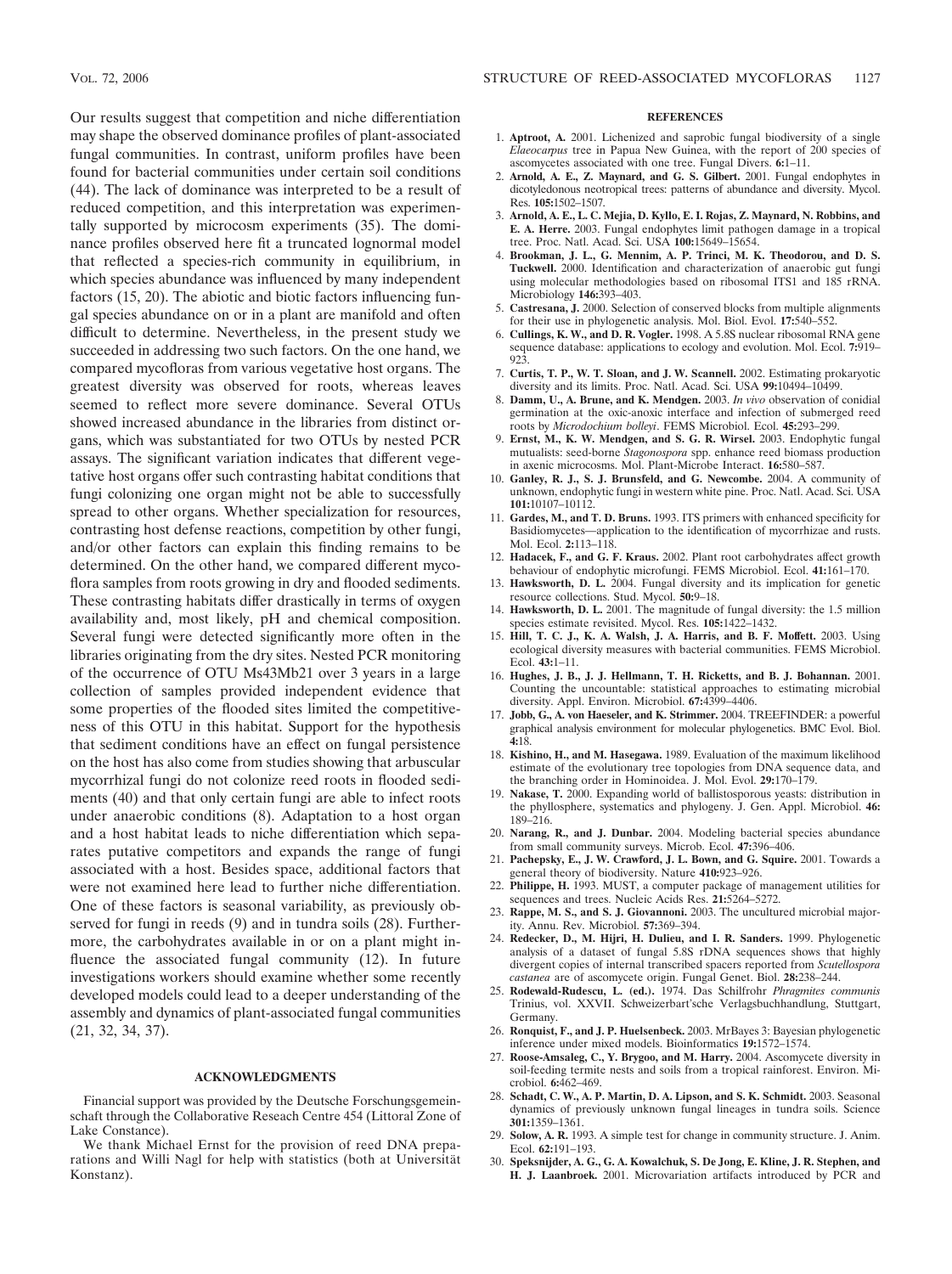Our results suggest that competition and niche differentiation may shape the observed dominance profiles of plant-associated fungal communities. In contrast, uniform profiles have been found for bacterial communities under certain soil conditions (44). The lack of dominance was interpreted to be a result of reduced competition, and this interpretation was experimentally supported by microcosm experiments (35). The dominance profiles observed here fit a truncated lognormal model that reflected a species-rich community in equilibrium, in which species abundance was influenced by many independent factors (15, 20). The abiotic and biotic factors influencing fungal species abundance on or in a plant are manifold and often difficult to determine. Nevertheless, in the present study we succeeded in addressing two such factors. On the one hand, we compared mycofloras from various vegetative host organs. The greatest diversity was observed for roots, whereas leaves seemed to reflect more severe dominance. Several OTUs showed increased abundance in the libraries from distinct organs, which was substantiated for two OTUs by nested PCR assays. The significant variation indicates that different vegetative host organs offer such contrasting habitat conditions that fungi colonizing one organ might not be able to successfully spread to other organs. Whether specialization for resources, contrasting host defense reactions, competition by other fungi, and/or other factors can explain this finding remains to be determined. On the other hand, we compared different mycoflora samples from roots growing in dry and flooded sediments. These contrasting habitats differ drastically in terms of oxygen availability and, most likely, pH and chemical composition. Several fungi were detected significantly more often in the libraries originating from the dry sites. Nested PCR monitoring of the occurrence of OTU Ms43Mb21 over 3 years in a large collection of samples provided independent evidence that some properties of the flooded sites limited the competitiveness of this OTU in this habitat. Support for the hypothesis that sediment conditions have an effect on fungal persistence on the host has also come from studies showing that arbuscular mycorrhizal fungi do not colonize reed roots in flooded sediments (40) and that only certain fungi are able to infect roots under anaerobic conditions (8). Adaptation to a host organ and a host habitat leads to niche differentiation which separates putative competitors and expands the range of fungi associated with a host. Besides space, additional factors that were not examined here lead to further niche differentiation. One of these factors is seasonal variability, as previously observed for fungi in reeds (9) and in tundra soils (28). Furthermore, the carbohydrates available in or on a plant might influence the associated fungal community (12). In future investigations workers should examine whether some recently developed models could lead to a deeper understanding of the assembly and dynamics of plant-associated fungal communities (21, 32, 34, 37).

## ACKNOWLEDGMENTS

Financial support was provided by the Deutsche Forschungsgemeinschaft through the Collaborative Reseach Centre 454 (Littoral Zone of Lake Constance).

We thank Michael Ernst for the provision of reed DNA preparations and Willi Nagl for help with statistics (both at Universität Konstanz).

## REFERENCES

1. **Aptroot, A.** 2001. Lichenized and saprobic fungal biodiversity of a single *Elaeocarpus* tree in Papua New Guinea, with the report of 200 species of ascomycetes associated with one tree. Fungal Divers. **6:**1–11.
2. **Arnold, A. E., Z. Maynard, and G. S. Gilbert.** 2001. Fungal endophytes in dicotyledonous neotropical trees: patterns of abundance and diversity. Mycol. Res. **105:**1502–1507.
3. **Arnold, A. E., L. C. Mejia, D. Kyllo, E. I. Rojas, Z. Maynard, N. Robbins, and E. A. Herre.** 2003. Fungal endophytes limit pathogen damage in a tropical tree. Proc. Natl. Acad. Sci. USA **100:**15649–15654.
4. **Brookman, J. L., G. Mennim, A. P. Trinci, M. K. Theodorou, and D. S. Tuckwell.** 2000. Identification and characterization of anaerobic gut fungi using molecular methodologies based on ribosomal ITS1 and 18S rRNA. Microbiology **146:**393–403.
5. **Castresana, J.** 2000. Selection of conserved blocks from multiple alignments for their use in phylogenetic analysis. Mol. Biol. Evol. **17:**540–552.
6. **Cullings, K. W., and D. R. Vogler.** 1998. A 5.8S nuclear ribosomal RNA gene sequence database: applications to ecology and evolution. Mol. Ecol. **7:**919–923.
7. **Curtis, T. P., W. T. Sloan, and J. W. Scannell.** 2002. Estimating prokaryotic diversity and its limits. Proc. Natl. Acad. Sci. USA **99:**10494–10499.
8. **Damm, U., A. Brune, and K. Mendgen.** 2003. *In vivo* observation of conidial germination at the oxic-anoxic interface and infection of submerged reed roots by *Microdochium bolleyi*. FEMS Microbiol. Ecol. **45:**293–299.
9. **Ernst, M., K. W. Mendgen, and S. G. R. Wirsel.** 2003. Endophytic fungal mutualists: seed-borne *Stagonospora* spp. enhance reed biomass production in axenic microcosms. Mol. Plant-Microbe Interact. **16:**580–587.
10. **Ganley, R. J., S. J. Brunsfeld, and G. Newcombe.** 2004. A community of unknown, endophytic fungi in western white pine. Proc. Natl. Acad. Sci. USA **101:**10107–10112.
11. **Gardes, M., and T. D. Bruns.** 1993. ITS primers with enhanced specificity for Basidiomycetes—application to the identification of mycorrhizae and rusts. Mol. Ecol. **2:**113–118.
12. **Hadacek, F., and G. F. Kraus.** 2002. Plant root carbohydrates affect growth behaviour of endophytic microfungi. FEMS Microbiol. Ecol. **41:**161–170.
13. **Hawksworth, D. L.** 2004. Fungal diversity and its implication for genetic resource collections. Stud. Mycol. **50:**9–18.
14. **Hawksworth, D. L.** 2001. The magnitude of fungal diversity: the 1.5 million species estimate revisited. Mycol. Res. **105:**1422–1432.
15. **Hill, T. C. J., K. A. Walsh, J. A. Harris, and B. F. Moffett.** 2003. Using ecological diversity measures with bacterial communities. FEMS Microbiol. Ecol. **43:**1–11.
16. **Hughes, J. B., J. J. Hellmann, T. H. Ricketts, and B. J. Bohannan.** 2001. Counting the uncountable: statistical approaches to estimating microbial diversity. Appl. Environ. Microbiol. **67:**4399–4406.
17. **Jobb, G., A. von Haeseler, and K. Strimmer.** 2004. TREEFINDER: a powerful graphical analysis environment for molecular phylogenetics. BMC Evol. Biol. **4:**18.
18. **Kishino, H., and M. Hasegawa.** 1989. Evaluation of the maximum likelihood estimate of the evolutionary tree topologies from DNA sequence data, and the branching order in Hominoidea. J. Mol. Evol. **29:**170–179.
19. **Nakase, T.** 2000. Expanding world of ballistosporous yeasts: distribution in the phyllosphere, systematics and phylogeny. J. Gen. Appl. Microbiol. **46:** 189–216.
20. **Narang, R., and J. Dunbar.** 2004. Modeling bacterial species abundance from small community surveys. Microb. Ecol. **47:**396–406.
21. **Pachepsky, E., J. W. Crawford, J. L. Bown, and G. Squire.** 2001. Towards a general theory of biodiversity. Nature **410:**923–926.
22. **Philippe, H.** 1993. MUST, a computer package of management utilities for sequences and trees. Nucleic Acids Res. **21:**5264–5272.
23. **Rappe, M. S., and S. J. Giovannoni.** 2003. The uncultured microbial majority. Annu. Rev. Microbiol. **57:**369–394.
24. **Redecker, D., M. Hijri, H. Dulieu, and I. R. Sanders.** 1999. Phylogenetic analysis of a dataset of fungal 5.8S rDNA sequences shows that highly divergent copies of internal transcribed spacers reported from *Scutellospora castanea* are of ascomycete origin. Fungal Genet. Biol. **28:**238–244.
25. **Rodewald-Rudescu, L. (ed.).** 1974. Das Schilfrohr *Phragmites communis* Trinius, vol. XXVII. Schweizerbart'sche Verlagsbuchhandlung, Stuttgart, Germany.
26. **Ronquist, F., and J. P. Huelsenbeck.** 2003. MrBayes 3: Bayesian phylogenetic inference under mixed models. Bioinformatics **19:**1572–1574.
27. **Roose-Amsaleg, C., Y. Brygoo, and M. Harry.** 2004. Ascomycete diversity in soil-feeding termite nests and soils from a tropical rainforest. Environ. Microbiol. **6:**462–469.
28. **Schadt, C. W., A. P. Martin, D. A. Lipson, and S. K. Schmidt.** 2003. Seasonal dynamics of previously unknown fungal lineages in tundra soils. Science **301:**1359–1361.
29. **Solow, A. R.** 1993. A simple test for change in community structure. J. Anim. Ecol. **62:**191–193.
30. **Speksnijder, A. G., G. A. Kowalchuk, S. De Jong, E. Kline, J. R. Stephen, and H. J. Laanbroek.** 2001. Microvariation artifacts introduced by PCR and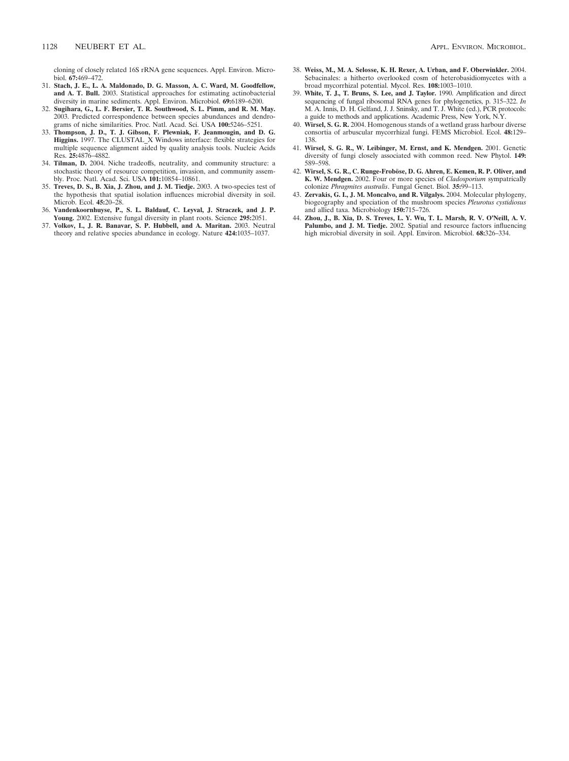cloning of closely related 16S rRNA gene sequences. Appl. Environ. Microbiol. **67:**469–472.

31. **Stach, J. E., L. A. Maldonado, D. G. Masson, A. C. Ward, M. Goodfellow, and A. T. Bull.** 2003. Statistical approaches for estimating actinobacterial diversity in marine sediments. Appl. Environ. Microbiol. **69:**6189–6200.
32. **Sugihara, G., L. F. Bersier, T. R. Southwood, S. L. Pimm, and R. M. May.** 2003. Predicted correspondence between species abundances and dendrograms of niche similarities. Proc. Natl. Acad. Sci. USA **100:**5246–5251.
33. **Thompson, J. D., T. J. Gibson, F. Plewniak, F. Jeanmougin, and D. G. Higgins.** 1997. The CLUSTAL_X Windows interface: flexible strategies for multiple sequence alignment aided by quality analysis tools. Nucleic Acids Res. **25:**4876–4882.
34. **Tilman, D.** 2004. Niche tradeoffs, neutrality, and community structure: a stochastic theory of resource competition, invasion, and community assembly. Proc. Natl. Acad. Sci. USA **101:**10854–10861.
35. **Treves, D. S., B. Xia, J. Zhou, and J. M. Tiedje.** 2003. A two-species test of the hypothesis that spatial isolation influences microbial diversity in soil. Microb. Ecol. **45:**20–28.
36. **Vandenkoornhuyse, P., S. L. Baldauf, C. Leyval, J. Straczek, and J. P. Young.** 2002. Extensive fungal diversity in plant roots. Science **295:**2051.
37. **Volkov, I., J. R. Banavar, S. P. Hubbell, and A. Maritan.** 2003. Neutral theory and relative species abundance in ecology. Nature **424:**1035–1037.
38. **Weiss, M., M. A. Selosse, K. H. Rexer, A. Urban, and F. Oberwinkler.** 2004. Sebacinales: a hitherto overlooked cosm of heterobasidiomycetes with a broad mycorrhizal potential. Mycol. Res. **108:**1003–1010.
39. **White, T. J., T. Bruns, S. Lee, and J. Taylor.** 1990. Amplification and direct sequencing of fungal ribosomal RNA genes for phylogenetics, p. 315–322. *In* M. A. Innis, D. H. Gelfand, J. J. Sninsky, and T. J. White (ed.), PCR protocols: a guide to methods and applications. Academic Press, New York, N.Y.
40. **Wirsel, S. G. R.** 2004. Homogenous stands of a wetland grass harbour diverse consortia of arbuscular mycorrhizal fungi. FEMS Microbiol. Ecol. **48:**129–138.
41. **Wirsel, S. G. R., W. Leibinger, M. Ernst, and K. Mendgen.** 2001. Genetic diversity of fungi closely associated with common reed. New Phytol. **149:** 589–598.
42. **Wirsel, S. G. R., C. Runge-Froböse, D. G. Ahren, E. Kemen, R. P. Oliver, and K. W. Mendgen.** 2002. Four or more species of *Cladosporium* sympatrically colonize *Phragmites australis*. Fungal Genet. Biol. **35:**99–113.
43. **Zervakis, G. I., J. M. Moncalvo, and R. Vilgalys.** 2004. Molecular phylogeny, biogeography and speciation of the mushroom species *Pleurotus cystidiosus* and allied taxa. Microbiology **150:**715–726.
44. **Zhou, J., B. Xia, D. S. Treves, L. Y. Wu, T. L. Marsh, R. V. O'Neill, A. V. Palumbo, and J. M. Tiedje.** 2002. Spatial and resource factors influencing high microbial diversity in soil. Appl. Environ. Microbiol. **68:**326–334.